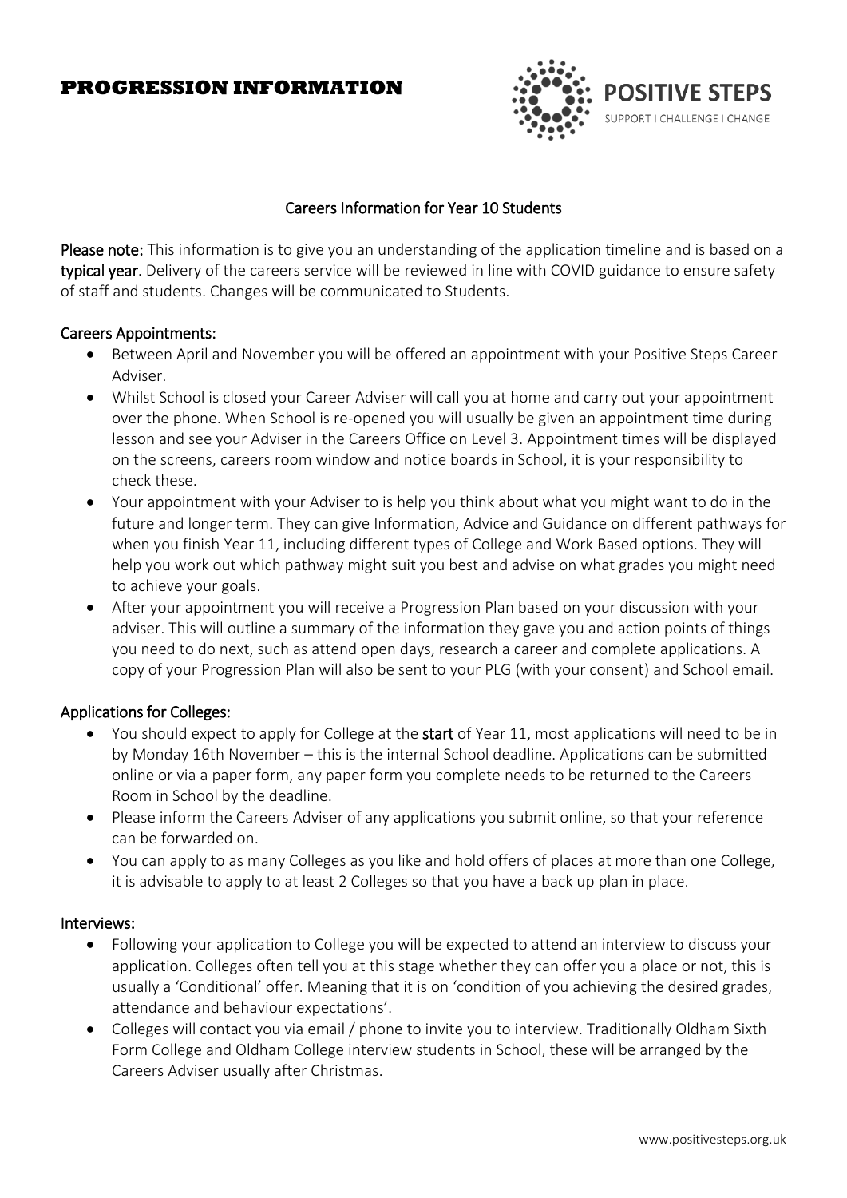# PROGRESSION INFORMATION

POSITIVE STEPS
SUPPORT I CHALLENGE I CHANGE

## Careers Information for Year 10 Students

**Please note:** This information is to give you an understanding of the application timeline and is based on a **typical year**. Delivery of the careers service will be reviewed in line with COVID guidance to ensure safety of staff and students. Changes will be communicated to Students.

### Careers Appointments:

- Between April and November you will be offered an appointment with your Positive Steps Career Adviser.
- Whilst School is closed your Career Adviser will call you at home and carry out your appointment over the phone. When School is re-opened you will usually be given an appointment time during lesson and see your Adviser in the Careers Office on Level 3. Appointment times will be displayed on the screens, careers room window and notice boards in School, it is your responsibility to check these.
- Your appointment with your Adviser to is help you think about what you might want to do in the future and longer term. They can give Information, Advice and Guidance on different pathways for when you finish Year 11, including different types of College and Work Based options. They will help you work out which pathway might suit you best and advise on what grades you might need to achieve your goals.
- After your appointment you will receive a Progression Plan based on your discussion with your adviser. This will outline a summary of the information they gave you and action points of things you need to do next, such as attend open days, research a career and complete applications. A copy of your Progression Plan will also be sent to your PLG (with your consent) and School email.

### Applications for Colleges:

- You should expect to apply for College at the **start** of Year 11, most applications will need to be in by Monday 16th November – this is the internal School deadline. Applications can be submitted online or via a paper form, any paper form you complete needs to be returned to the Careers Room in School by the deadline.
- Please inform the Careers Adviser of any applications you submit online, so that your reference can be forwarded on.
- You can apply to as many Colleges as you like and hold offers of places at more than one College, it is advisable to apply to at least 2 Colleges so that you have a back up plan in place.

### Interviews:

- Following your application to College you will be expected to attend an interview to discuss your application. Colleges often tell you at this stage whether they can offer you a place or not, this is usually a 'Conditional' offer. Meaning that it is on 'condition of you achieving the desired grades, attendance and behaviour expectations'.
- Colleges will contact you via email / phone to invite you to interview. Traditionally Oldham Sixth Form College and Oldham College interview students in School, these will be arranged by the Careers Adviser usually after Christmas.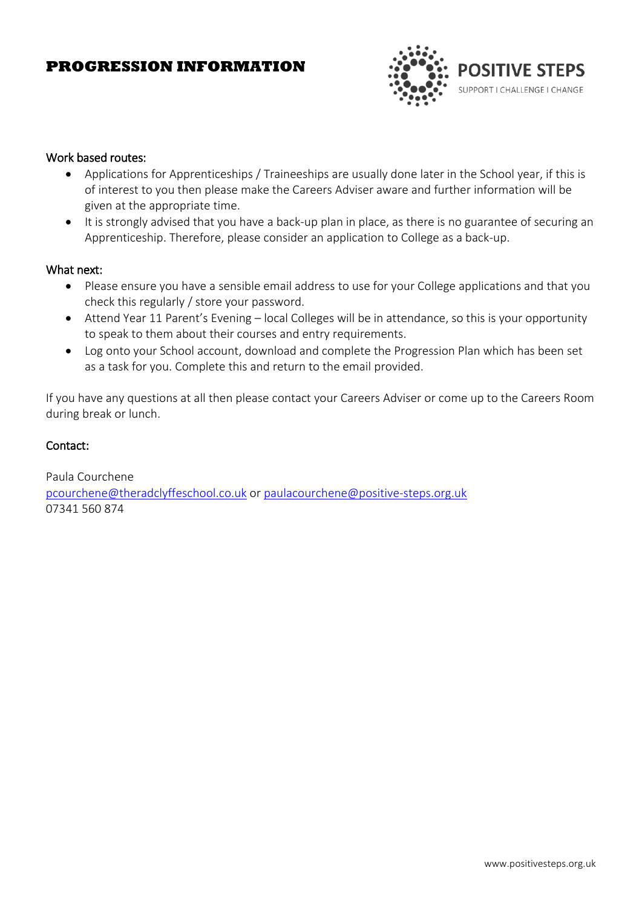# PROGRESSION INFORMATION

POSITIVE STEPS
SUPPORT I CHALLENGE I CHANGE

Work based routes:

- Applications for Apprenticeships / Traineeships are usually done later in the School year, if this is of interest to you then please make the Careers Adviser aware and further information will be given at the appropriate time.
- It is strongly advised that you have a back-up plan in place, as there is no guarantee of securing an Apprenticeship. Therefore, please consider an application to College as a back-up.

What next:

- Please ensure you have a sensible email address to use for your College applications and that you check this regularly / store your password.
- Attend Year 11 Parent's Evening – local Colleges will be in attendance, so this is your opportunity to speak to them about their courses and entry requirements.
- Log onto your School account, download and complete the Progression Plan which has been set as a task for you. Complete this and return to the email provided.

If you have any questions at all then please contact your Careers Adviser or come up to the Careers Room during break or lunch.

Contact:

Paula Courchene
pcourchene@theradclyffeschool.co.uk or paulacourchene@positive-steps.org.uk
07341 560 874

www.positivesteps.org.uk